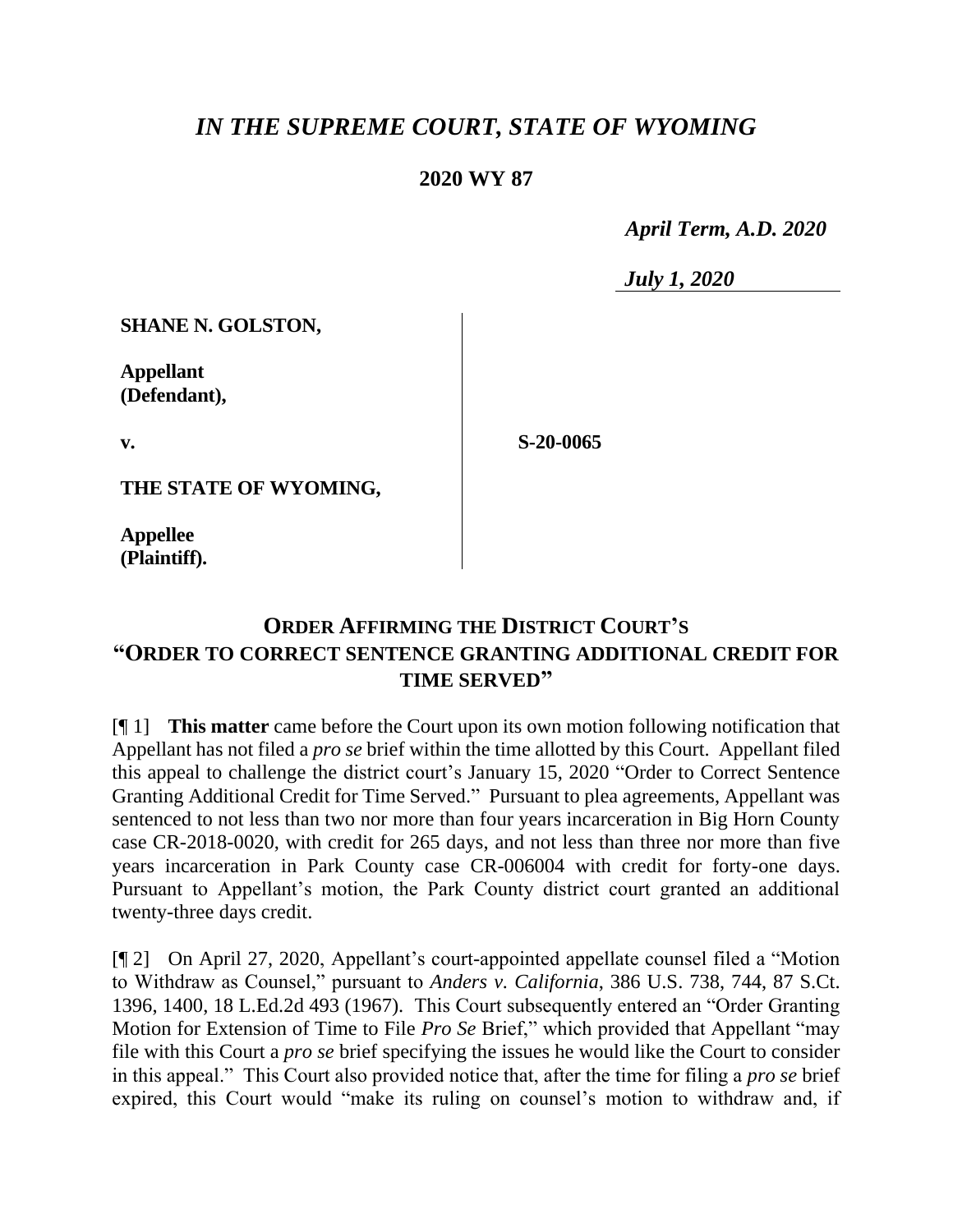# *IN THE SUPREME COURT, STATE OF WYOMING*

**2020 WY 87**

*April Term, A.D. 2020*

*July 1, 2020*

**SHANE N. GOLSTON,**

**Appellant (Defendant),**

**v.**

**S-20-0065**

**THE STATE OF WYOMING,**

**Appellee (Plaintiff).**

## ORDER AFFIRMING THE DISTRICT COURT'S "ORDER TO CORRECT SENTENCE GRANTING ADDITIONAL CREDIT FOR TIME SERVED"

[¶ 1] **This matter** came before the Court upon its own motion following notification that Appellant has not filed a *pro se* brief within the time allotted by this Court. Appellant filed this appeal to challenge the district court's January 15, 2020 "Order to Correct Sentence Granting Additional Credit for Time Served." Pursuant to plea agreements, Appellant was sentenced to not less than two nor more than four years incarceration in Big Horn County case CR-2018-0020, with credit for 265 days, and not less than three nor more than five years incarceration in Park County case CR-006004 with credit for forty-one days. Pursuant to Appellant's motion, the Park County district court granted an additional twenty-three days credit.

[¶ 2] On April 27, 2020, Appellant's court-appointed appellate counsel filed a "Motion to Withdraw as Counsel," pursuant to *Anders v. California*, 386 U.S. 738, 744, 87 S.Ct. 1396, 1400, 18 L.Ed.2d 493 (1967). This Court subsequently entered an "Order Granting Motion for Extension of Time to File *Pro Se* Brief," which provided that Appellant "may file with this Court a *pro se* brief specifying the issues he would like the Court to consider in this appeal." This Court also provided notice that, after the time for filing a *pro se* brief expired, this Court would "make its ruling on counsel's motion to withdraw and, if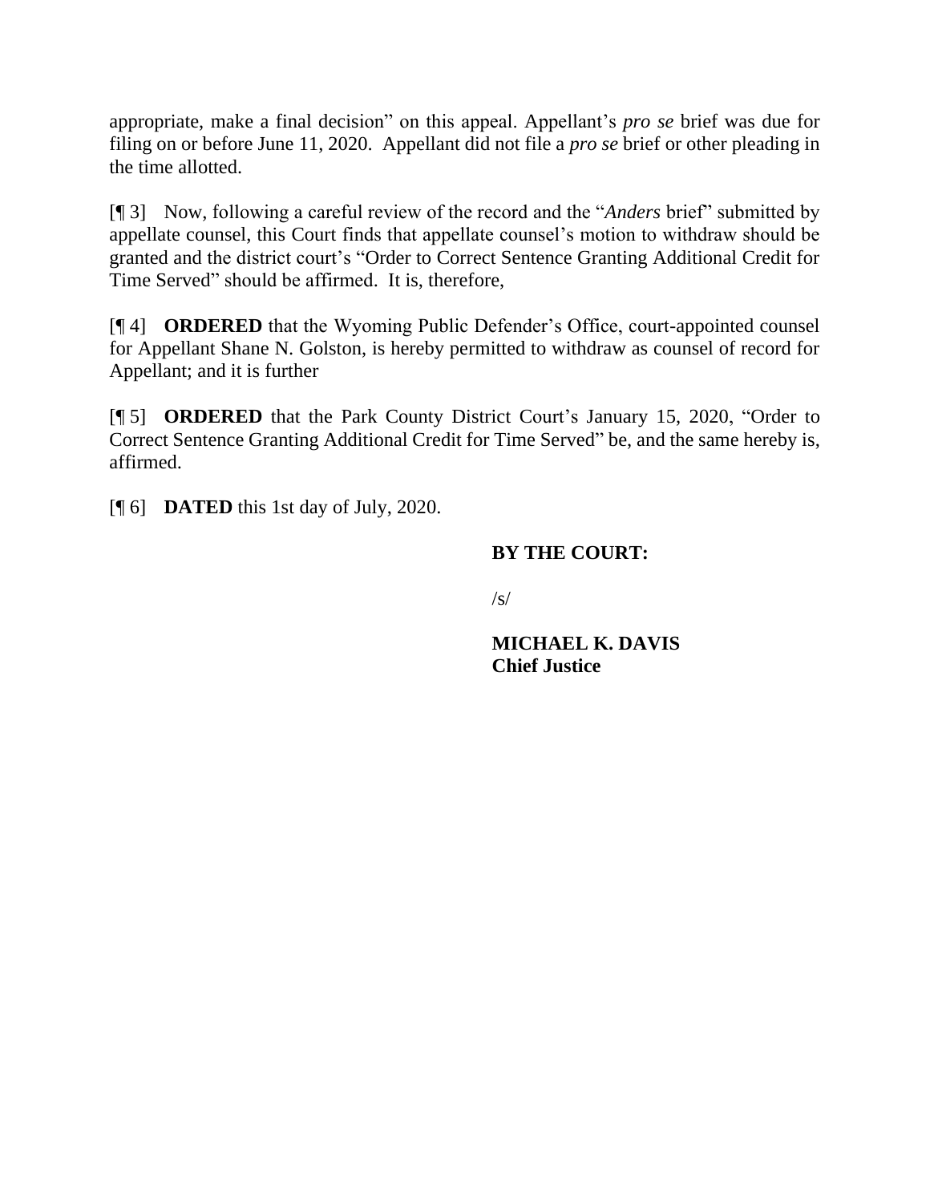appropriate, make a final decision" on this appeal. Appellant's *pro se* brief was due for filing on or before June 11, 2020. Appellant did not file a *pro se* brief or other pleading in the time allotted.

[¶ 3] Now, following a careful review of the record and the "*Anders* brief" submitted by appellate counsel, this Court finds that appellate counsel's motion to withdraw should be granted and the district court's "Order to Correct Sentence Granting Additional Credit for Time Served" should be affirmed. It is, therefore,

[¶ 4] **ORDERED** that the Wyoming Public Defender's Office, court-appointed counsel for Appellant Shane N. Golston, is hereby permitted to withdraw as counsel of record for Appellant; and it is further

[¶ 5] **ORDERED** that the Park County District Court's January 15, 2020, "Order to Correct Sentence Granting Additional Credit for Time Served" be, and the same hereby is, affirmed.

[¶ 6] **DATED** this 1st day of July, 2020.

**BY THE COURT:**

/s/

**MICHAEL K. DAVIS**
**Chief Justice**